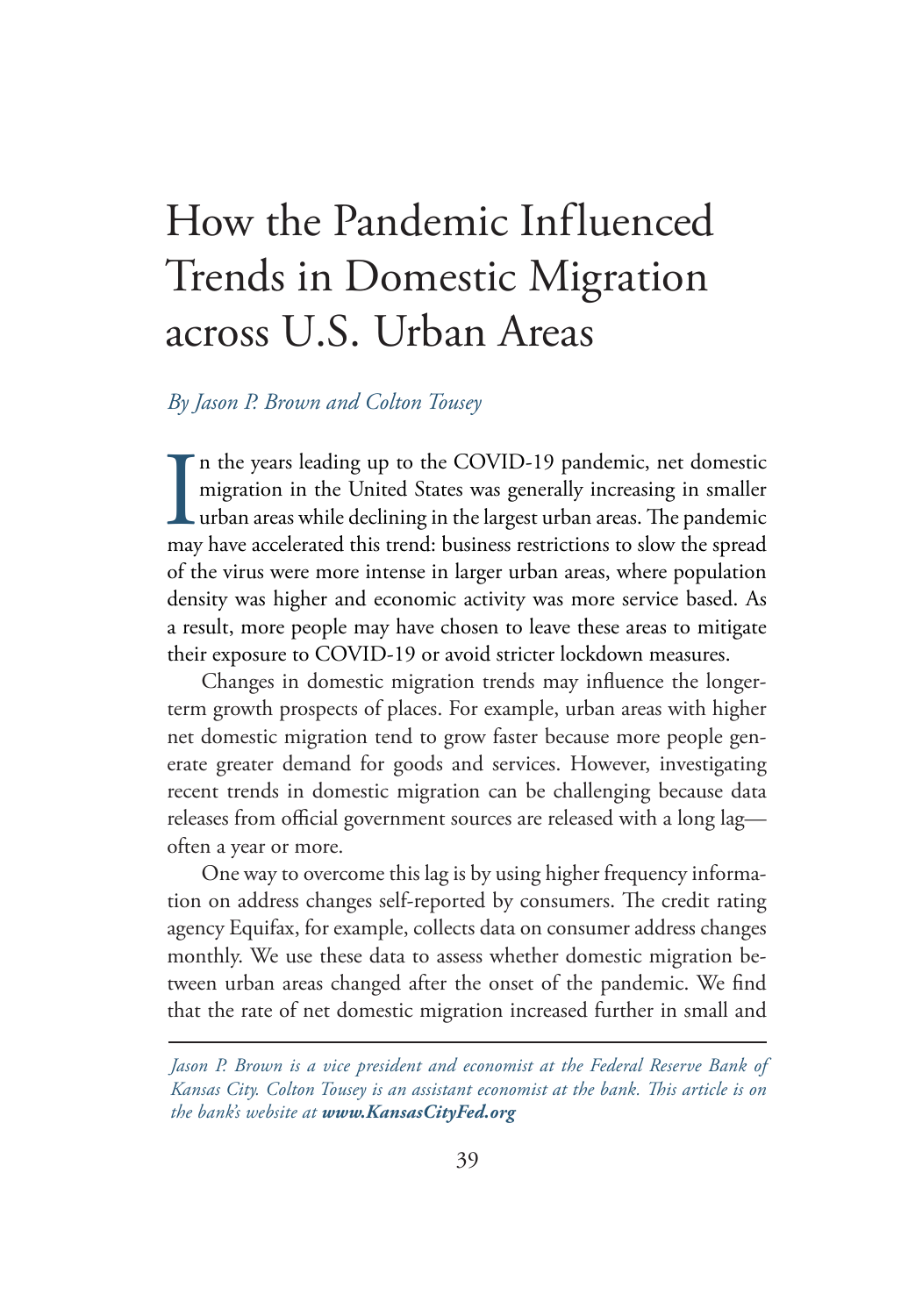# How the Pandemic Influenced Trends in Domestic Migration across U.S. Urban Areas

*By Jason P. Brown and Colton Tousey*

In the years leading up to the COVID-19 pandemic, net domestic migration in the United States was generally increasing in smaller urban areas while declining in the largest urban areas. The pandemic may have accelerated this trend: business restrictions to slow the spread of the virus were more intense in larger urban areas, where population density was higher and economic activity was more service based. As a result, more people may have chosen to leave these areas to mitigate their exposure to COVID-19 or avoid stricter lockdown measures.

Changes in domestic migration trends may influence the longer-term growth prospects of places. For example, urban areas with higher net domestic migration tend to grow faster because more people generate greater demand for goods and services. However, investigating recent trends in domestic migration can be challenging because data releases from official government sources are released with a long lag—often a year or more.

One way to overcome this lag is by using higher frequency information on address changes self-reported by consumers. The credit rating agency Equifax, for example, collects data on consumer address changes monthly. We use these data to assess whether domestic migration between urban areas changed after the onset of the pandemic. We find that the rate of net domestic migration increased further in small and

---

*Jason P. Brown is a vice president and economist at the Federal Reserve Bank of Kansas City. Colton Tousey is an assistant economist at the bank. This article is on the bank's website at **www.KansasCityFed.org***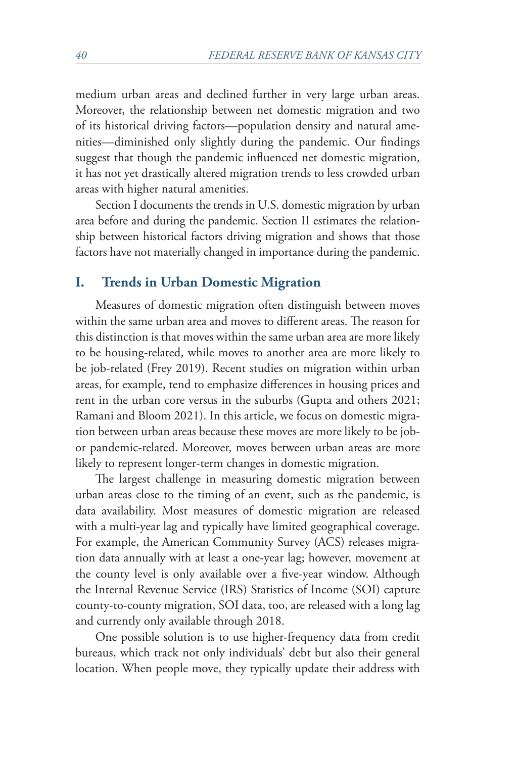medium urban areas and declined further in very large urban areas. Moreover, the relationship between net domestic migration and two of its historical driving factors—population density and natural amenities—diminished only slightly during the pandemic. Our findings suggest that though the pandemic influenced net domestic migration, it has not yet drastically altered migration trends to less crowded urban areas with higher natural amenities.

Section I documents the trends in U.S. domestic migration by urban area before and during the pandemic. Section II estimates the relationship between historical factors driving migration and shows that those factors have not materially changed in importance during the pandemic.

## I. Trends in Urban Domestic Migration

Measures of domestic migration often distinguish between moves within the same urban area and moves to different areas. The reason for this distinction is that moves within the same urban area are more likely to be housing-related, while moves to another area are more likely to be job-related (Frey 2019). Recent studies on migration within urban areas, for example, tend to emphasize differences in housing prices and rent in the urban core versus in the suburbs (Gupta and others 2021; Ramani and Bloom 2021). In this article, we focus on domestic migration between urban areas because these moves are more likely to be job- or pandemic-related. Moreover, moves between urban areas are more likely to represent longer-term changes in domestic migration.

The largest challenge in measuring domestic migration between urban areas close to the timing of an event, such as the pandemic, is data availability. Most measures of domestic migration are released with a multi-year lag and typically have limited geographical coverage. For example, the American Community Survey (ACS) releases migration data annually with at least a one-year lag; however, movement at the county level is only available over a five-year window. Although the Internal Revenue Service (IRS) Statistics of Income (SOI) capture county-to-county migration, SOI data, too, are released with a long lag and currently only available through 2018.

One possible solution is to use higher-frequency data from credit bureaus, which track not only individuals' debt but also their general location. When people move, they typically update their address with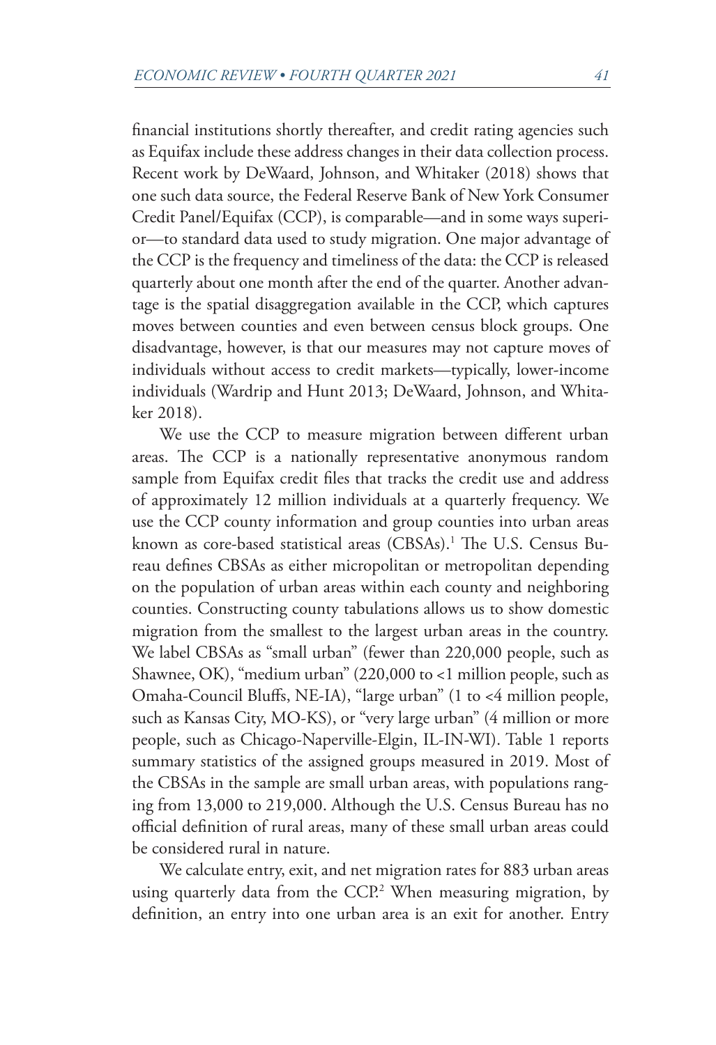financial institutions shortly thereafter, and credit rating agencies such as Equifax include these address changes in their data collection process. Recent work by DeWaard, Johnson, and Whitaker (2018) shows that one such data source, the Federal Reserve Bank of New York Consumer Credit Panel/Equifax (CCP), is comparable—and in some ways superior—to standard data used to study migration. One major advantage of the CCP is the frequency and timeliness of the data: the CCP is released quarterly about one month after the end of the quarter. Another advantage is the spatial disaggregation available in the CCP, which captures moves between counties and even between census block groups. One disadvantage, however, is that our measures may not capture moves of individuals without access to credit markets—typically, lower-income individuals (Wardrip and Hunt 2013; DeWaard, Johnson, and Whitaker 2018).

We use the CCP to measure migration between different urban areas. The CCP is a nationally representative anonymous random sample from Equifax credit files that tracks the credit use and address of approximately 12 million individuals at a quarterly frequency. We use the CCP county information and group counties into urban areas known as core-based statistical areas (CBSAs).[1] The U.S. Census Bureau defines CBSAs as either micropolitan or metropolitan depending on the population of urban areas within each county and neighboring counties. Constructing county tabulations allows us to show domestic migration from the smallest to the largest urban areas in the country. We label CBSAs as "small urban" (fewer than 220,000 people, such as Shawnee, OK), "medium urban" (220,000 to <1 million people, such as Omaha-Council Bluffs, NE-IA), "large urban" (1 to <4 million people, such as Kansas City, MO-KS), or "very large urban" (4 million or more people, such as Chicago-Naperville-Elgin, IL-IN-WI). Table 1 reports summary statistics of the assigned groups measured in 2019. Most of the CBSAs in the sample are small urban areas, with populations ranging from 13,000 to 219,000. Although the U.S. Census Bureau has no official definition of rural areas, many of these small urban areas could be considered rural in nature.

We calculate entry, exit, and net migration rates for 883 urban areas using quarterly data from the CCP.[2] When measuring migration, by definition, an entry into one urban area is an exit for another. Entry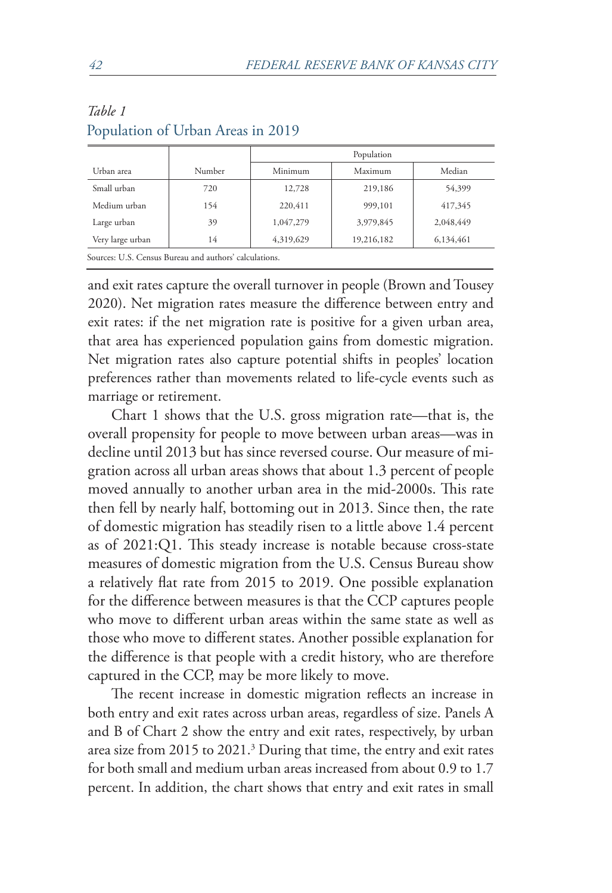*Table 1*
Population of Urban Areas in 2019

| Urban area | Number | Population | | |
|---|---|---|---|---|
| | | Minimum | Maximum | Median |
| Small urban | 720 | 12,728 | 219,186 | 54,399 |
| Medium urban | 154 | 220,411 | 999,101 | 417,345 |
| Large urban | 39 | 1,047,279 | 3,979,845 | 2,048,449 |
| Very large urban | 14 | 4,319,629 | 19,216,182 | 6,134,461 |

Sources: U.S. Census Bureau and authors' calculations.

and exit rates capture the overall turnover in people (Brown and Tousey 2020). Net migration rates measure the difference between entry and exit rates: if the net migration rate is positive for a given urban area, that area has experienced population gains from domestic migration. Net migration rates also capture potential shifts in peoples' location preferences rather than movements related to life-cycle events such as marriage or retirement.

Chart 1 shows that the U.S. gross migration rate—that is, the overall propensity for people to move between urban areas—was in decline until 2013 but has since reversed course. Our measure of migration across all urban areas shows that about 1.3 percent of people moved annually to another urban area in the mid-2000s. This rate then fell by nearly half, bottoming out in 2013. Since then, the rate of domestic migration has steadily risen to a little above 1.4 percent as of 2021:Q1. This steady increase is notable because cross-state measures of domestic migration from the U.S. Census Bureau show a relatively flat rate from 2015 to 2019. One possible explanation for the difference between measures is that the CCP captures people who move to different urban areas within the same state as well as those who move to different states. Another possible explanation for the difference is that people with a credit history, who are therefore captured in the CCP, may be more likely to move.

The recent increase in domestic migration reflects an increase in both entry and exit rates across urban areas, regardless of size. Panels A and B of Chart 2 show the entry and exit rates, respectively, by urban area size from 2015 to 2021.[3] During that time, the entry and exit rates for both small and medium urban areas increased from about 0.9 to 1.7 percent. In addition, the chart shows that entry and exit rates in small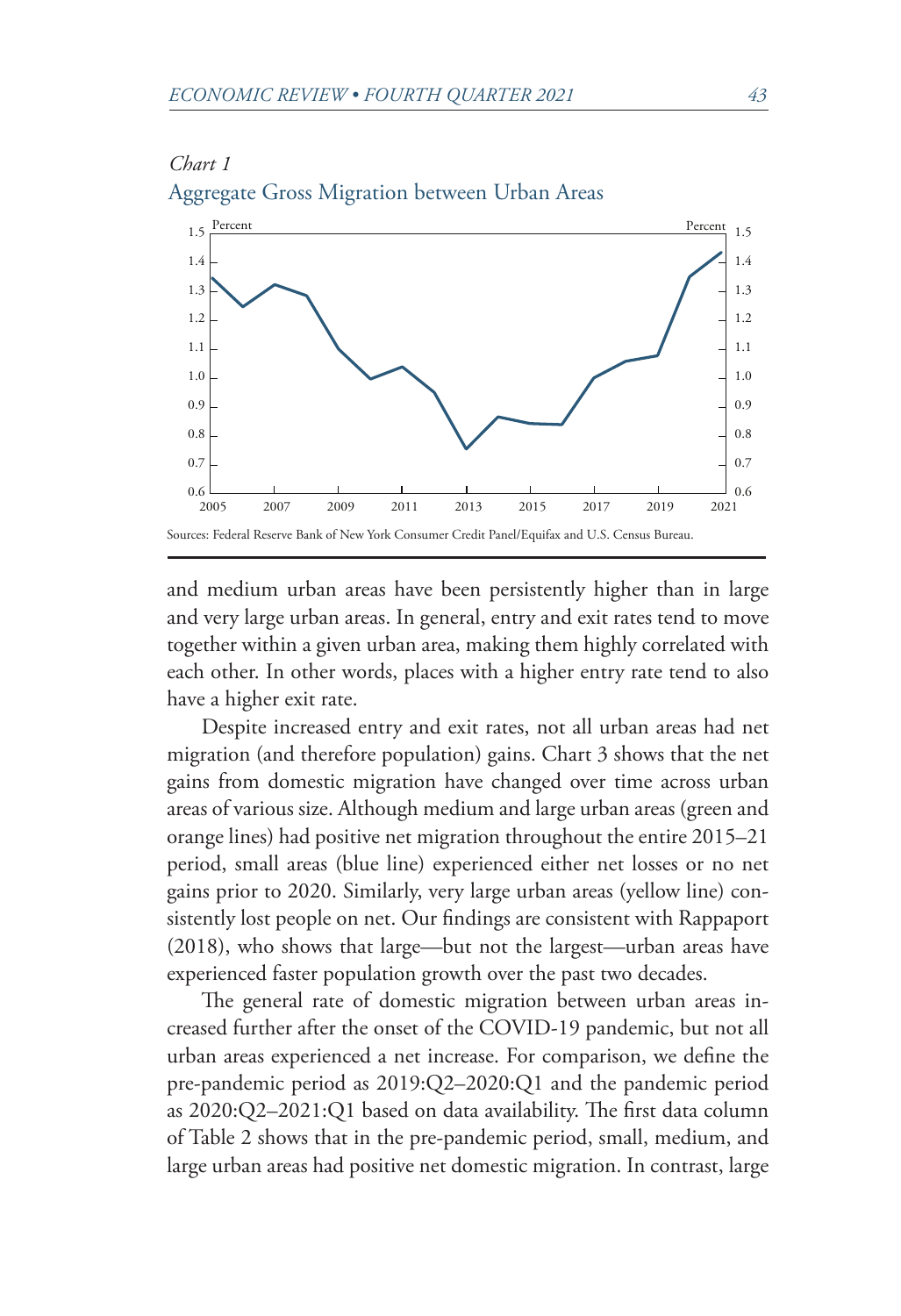*Chart 1*

Aggregate Gross Migration between Urban Areas

Sources: Federal Reserve Bank of New York Consumer Credit Panel/Equifax and U.S. Census Bureau.

and medium urban areas have been persistently higher than in large and very large urban areas. In general, entry and exit rates tend to move together within a given urban area, making them highly correlated with each other. In other words, places with a higher entry rate tend to also have a higher exit rate.

Despite increased entry and exit rates, not all urban areas had net migration (and therefore population) gains. Chart 3 shows that the net gains from domestic migration have changed over time across urban areas of various size. Although medium and large urban areas (green and orange lines) had positive net migration throughout the entire 2015–21 period, small areas (blue line) experienced either net losses or no net gains prior to 2020. Similarly, very large urban areas (yellow line) consistently lost people on net. Our findings are consistent with Rappaport (2018), who shows that large—but not the largest—urban areas have experienced faster population growth over the past two decades.

The general rate of domestic migration between urban areas increased further after the onset of the COVID-19 pandemic, but not all urban areas experienced a net increase. For comparison, we define the pre-pandemic period as 2019:Q2–2020:Q1 and the pandemic period as 2020:Q2–2021:Q1 based on data availability. The first data column of Table 2 shows that in the pre-pandemic period, small, medium, and large urban areas had positive net domestic migration. In contrast, large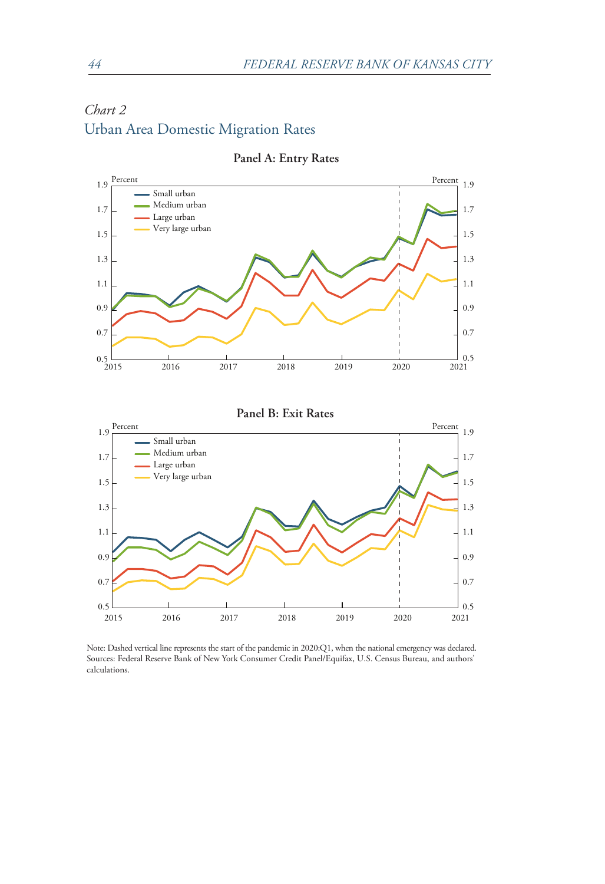*Chart 2*

## Urban Area Domestic Migration Rates

**Panel A: Entry Rates**

**Panel B: Exit Rates**

Note: Dashed vertical line represents the start of the pandemic in 2020:Q1, when the national emergency was declared.
Sources: Federal Reserve Bank of New York Consumer Credit Panel/Equifax, U.S. Census Bureau, and authors' calculations.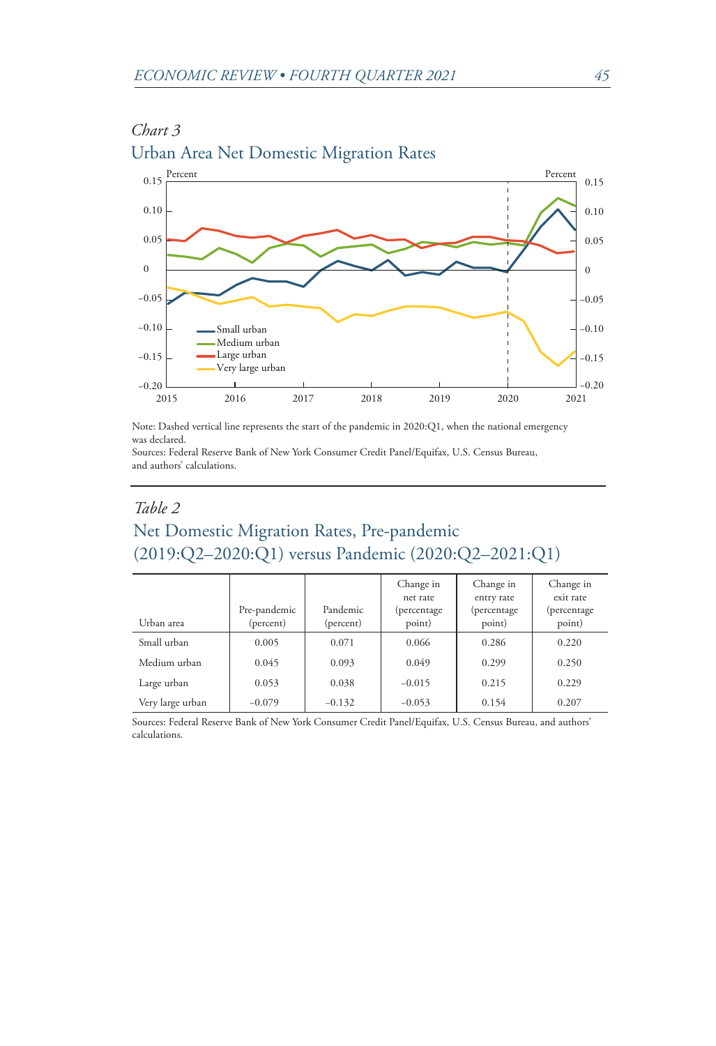*Chart 3*

## Urban Area Net Domestic Migration Rates

Note: Dashed vertical line represents the start of the pandemic in 2020:Q1, when the national emergency was declared.
Sources: Federal Reserve Bank of New York Consumer Credit Panel/Equifax, U.S. Census Bureau, and authors' calculations.

*Table 2*

## Net Domestic Migration Rates, Pre-pandemic (2019:Q2–2020:Q1) versus Pandemic (2020:Q2–2021:Q1)

| Urban area | Pre-pandemic (percent) | Pandemic (percent) | Change in net rate (percentage point) | Change in entry rate (percentage point) | Change in exit rate (percentage point) |
|---|---|---|---|---|---|
| Small urban | 0.005 | 0.071 | 0.066 | 0.286 | 0.220 |
| Medium urban | 0.045 | 0.093 | 0.049 | 0.299 | 0.250 |
| Large urban | 0.053 | 0.038 | −0.015 | 0.215 | 0.229 |
| Very large urban | −0.079 | −0.132 | −0.053 | 0.154 | 0.207 |

Sources: Federal Reserve Bank of New York Consumer Credit Panel/Equifax, U.S. Census Bureau, and authors' calculations.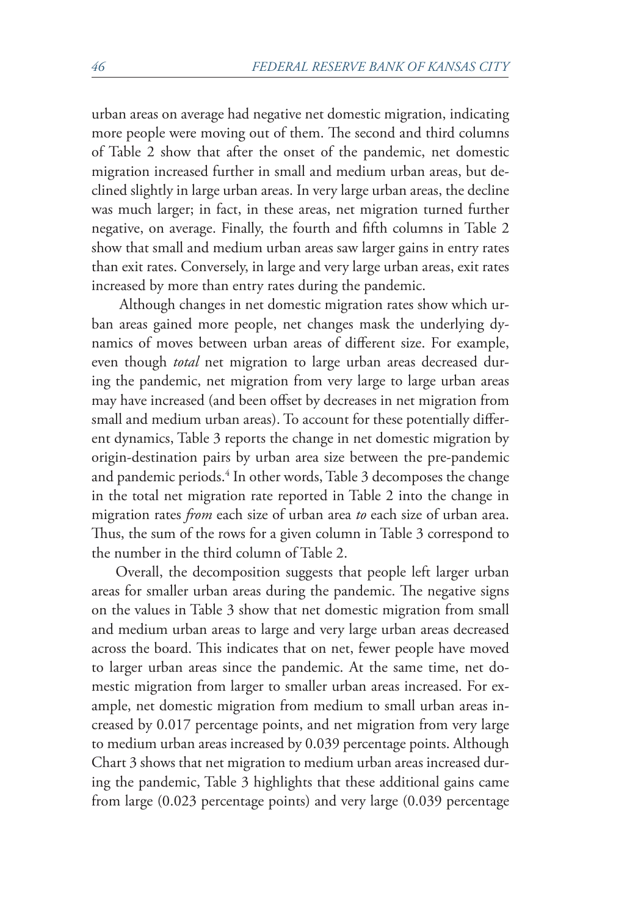urban areas on average had negative net domestic migration, indicating more people were moving out of them. The second and third columns of Table 2 show that after the onset of the pandemic, net domestic migration increased further in small and medium urban areas, but declined slightly in large urban areas. In very large urban areas, the decline was much larger; in fact, in these areas, net migration turned further negative, on average. Finally, the fourth and fifth columns in Table 2 show that small and medium urban areas saw larger gains in entry rates than exit rates. Conversely, in large and very large urban areas, exit rates increased by more than entry rates during the pandemic.

Although changes in net domestic migration rates show which urban areas gained more people, net changes mask the underlying dynamics of moves between urban areas of different size. For example, even though *total* net migration to large urban areas decreased during the pandemic, net migration from very large to large urban areas may have increased (and been offset by decreases in net migration from small and medium urban areas). To account for these potentially different dynamics, Table 3 reports the change in net domestic migration by origin-destination pairs by urban area size between the pre-pandemic and pandemic periods.[4] In other words, Table 3 decomposes the change in the total net migration rate reported in Table 2 into the change in migration rates *from* each size of urban area *to* each size of urban area. Thus, the sum of the rows for a given column in Table 3 correspond to the number in the third column of Table 2.

Overall, the decomposition suggests that people left larger urban areas for smaller urban areas during the pandemic. The negative signs on the values in Table 3 show that net domestic migration from small and medium urban areas to large and very large urban areas decreased across the board. This indicates that on net, fewer people have moved to larger urban areas since the pandemic. At the same time, net domestic migration from larger to smaller urban areas increased. For example, net domestic migration from medium to small urban areas increased by 0.017 percentage points, and net migration from very large to medium urban areas increased by 0.039 percentage points. Although Chart 3 shows that net migration to medium urban areas increased during the pandemic, Table 3 highlights that these additional gains came from large (0.023 percentage points) and very large (0.039 percentage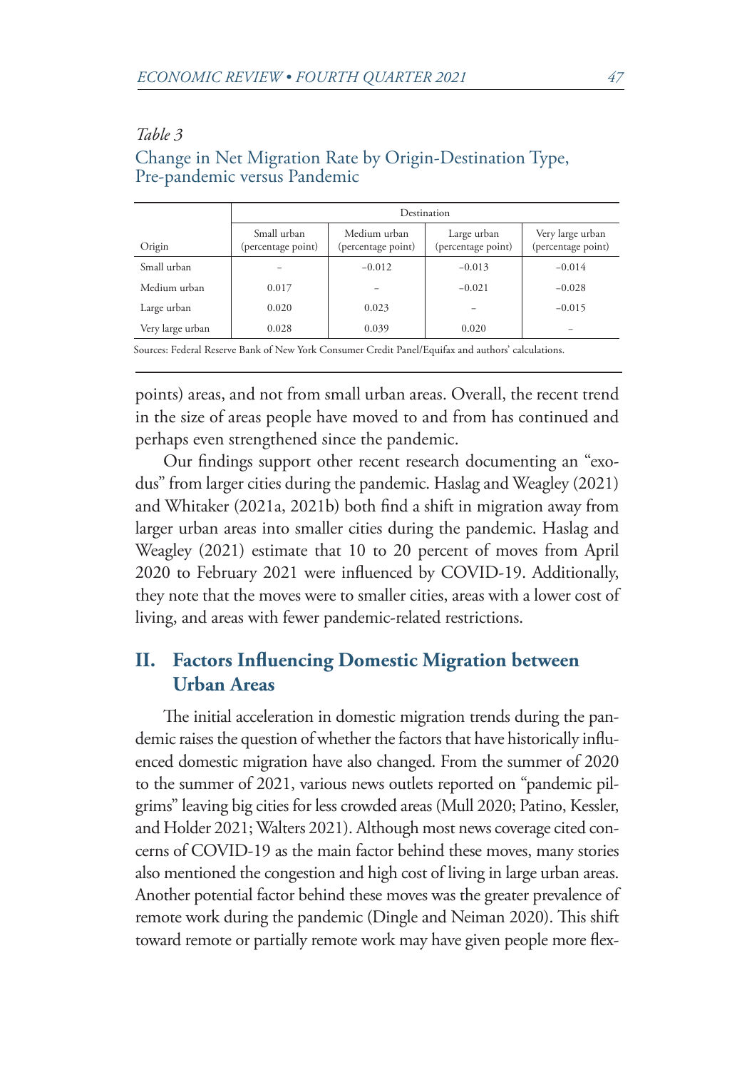*Table 3*

Change in Net Migration Rate by Origin-Destination Type, Pre-pandemic versus Pandemic

| | Destination | | | |
|---|---|---|---|---|
| Origin | Small urban (percentage point) | Medium urban (percentage point) | Large urban (percentage point) | Very large urban (percentage point) |
| Small urban | – | −0.012 | −0.013 | −0.014 |
| Medium urban | 0.017 | – | −0.021 | −0.028 |
| Large urban | 0.020 | 0.023 | – | −0.015 |
| Very large urban | 0.028 | 0.039 | 0.020 | – |

Sources: Federal Reserve Bank of New York Consumer Credit Panel/Equifax and authors' calculations.

points) areas, and not from small urban areas. Overall, the recent trend in the size of areas people have moved to and from has continued and perhaps even strengthened since the pandemic.

Our findings support other recent research documenting an "exodus" from larger cities during the pandemic. Haslag and Weagley (2021) and Whitaker (2021a, 2021b) both find a shift in migration away from larger urban areas into smaller cities during the pandemic. Haslag and Weagley (2021) estimate that 10 to 20 percent of moves from April 2020 to February 2021 were influenced by COVID-19. Additionally, they note that the moves were to smaller cities, areas with a lower cost of living, and areas with fewer pandemic-related restrictions.

## II. Factors Influencing Domestic Migration between Urban Areas

The initial acceleration in domestic migration trends during the pandemic raises the question of whether the factors that have historically influenced domestic migration have also changed. From the summer of 2020 to the summer of 2021, various news outlets reported on "pandemic pilgrims" leaving big cities for less crowded areas (Mull 2020; Patino, Kessler, and Holder 2021; Walters 2021). Although most news coverage cited concerns of COVID-19 as the main factor behind these moves, many stories also mentioned the congestion and high cost of living in large urban areas. Another potential factor behind these moves was the greater prevalence of remote work during the pandemic (Dingle and Neiman 2020). This shift toward remote or partially remote work may have given people more flex-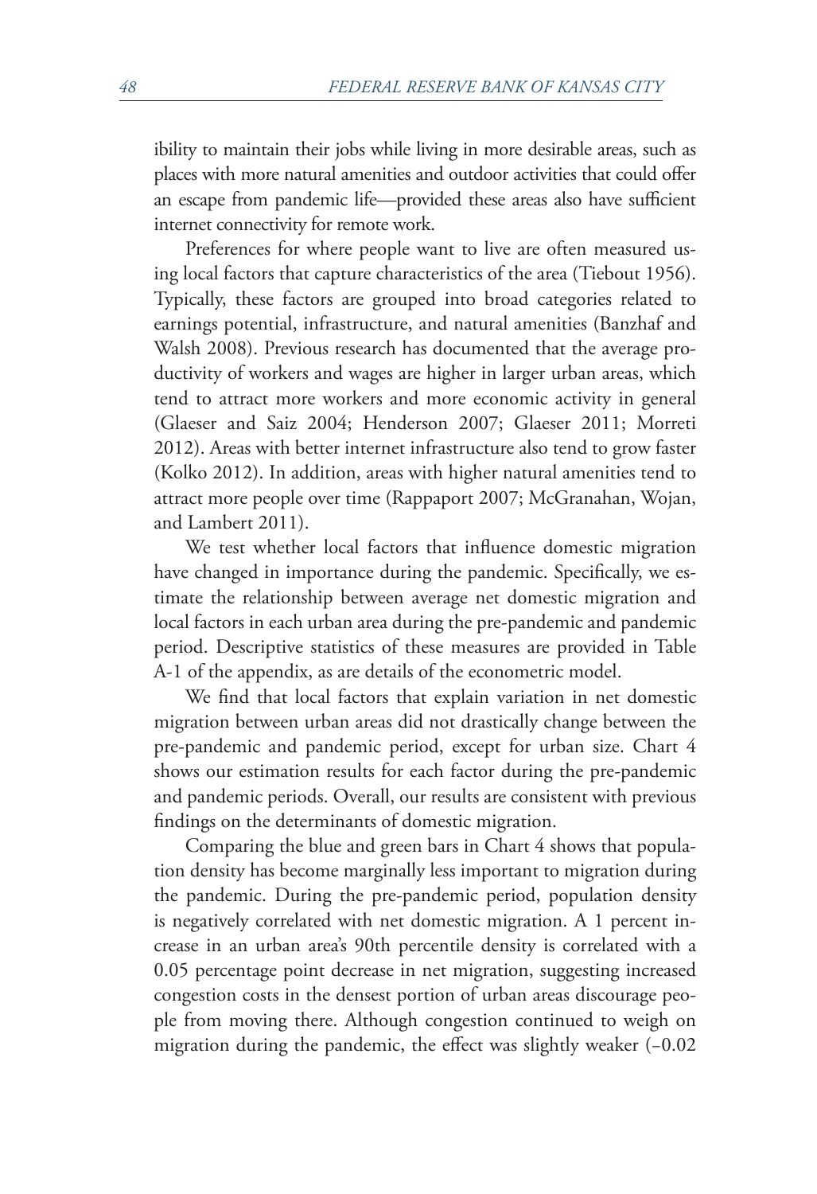ibility to maintain their jobs while living in more desirable areas, such as places with more natural amenities and outdoor activities that could offer an escape from pandemic life—provided these areas also have sufficient internet connectivity for remote work.

Preferences for where people want to live are often measured using local factors that capture characteristics of the area (Tiebout 1956). Typically, these factors are grouped into broad categories related to earnings potential, infrastructure, and natural amenities (Banzhaf and Walsh 2008). Previous research has documented that the average productivity of workers and wages are higher in larger urban areas, which tend to attract more workers and more economic activity in general (Glaeser and Saiz 2004; Henderson 2007; Glaeser 2011; Morreti 2012). Areas with better internet infrastructure also tend to grow faster (Kolko 2012). In addition, areas with higher natural amenities tend to attract more people over time (Rappaport 2007; McGranahan, Wojan, and Lambert 2011).

We test whether local factors that influence domestic migration have changed in importance during the pandemic. Specifically, we estimate the relationship between average net domestic migration and local factors in each urban area during the pre-pandemic and pandemic period. Descriptive statistics of these measures are provided in Table A-1 of the appendix, as are details of the econometric model.

We find that local factors that explain variation in net domestic migration between urban areas did not drastically change between the pre-pandemic and pandemic period, except for urban size. Chart 4 shows our estimation results for each factor during the pre-pandemic and pandemic periods. Overall, our results are consistent with previous findings on the determinants of domestic migration.

Comparing the blue and green bars in Chart 4 shows that population density has become marginally less important to migration during the pandemic. During the pre-pandemic period, population density is negatively correlated with net domestic migration. A 1 percent increase in an urban area's 90th percentile density is correlated with a 0.05 percentage point decrease in net migration, suggesting increased congestion costs in the densest portion of urban areas discourage people from moving there. Although congestion continued to weigh on migration during the pandemic, the effect was slightly weaker (–0.02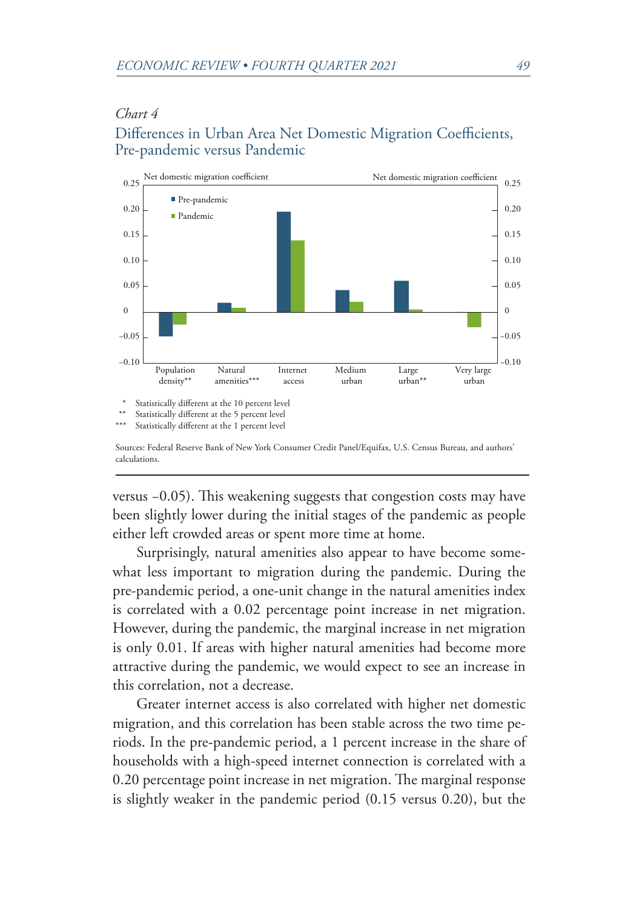*Chart 4*

Differences in Urban Area Net Domestic Migration Coefficients, Pre-pandemic versus Pandemic

\* Statistically different at the 10 percent level
\*\* Statistically different at the 5 percent level
\*\*\* Statistically different at the 1 percent level

Sources: Federal Reserve Bank of New York Consumer Credit Panel/Equifax, U.S. Census Bureau, and authors' calculations.

versus −0.05). This weakening suggests that congestion costs may have been slightly lower during the initial stages of the pandemic as people either left crowded areas or spent more time at home.

Surprisingly, natural amenities also appear to have become somewhat less important to migration during the pandemic. During the pre-pandemic period, a one-unit change in the natural amenities index is correlated with a 0.02 percentage point increase in net migration. However, during the pandemic, the marginal increase in net migration is only 0.01. If areas with higher natural amenities had become more attractive during the pandemic, we would expect to see an increase in this correlation, not a decrease.

Greater internet access is also correlated with higher net domestic migration, and this correlation has been stable across the two time periods. In the pre-pandemic period, a 1 percent increase in the share of households with a high-speed internet connection is correlated with a 0.20 percentage point increase in net migration. The marginal response is slightly weaker in the pandemic period (0.15 versus 0.20), but the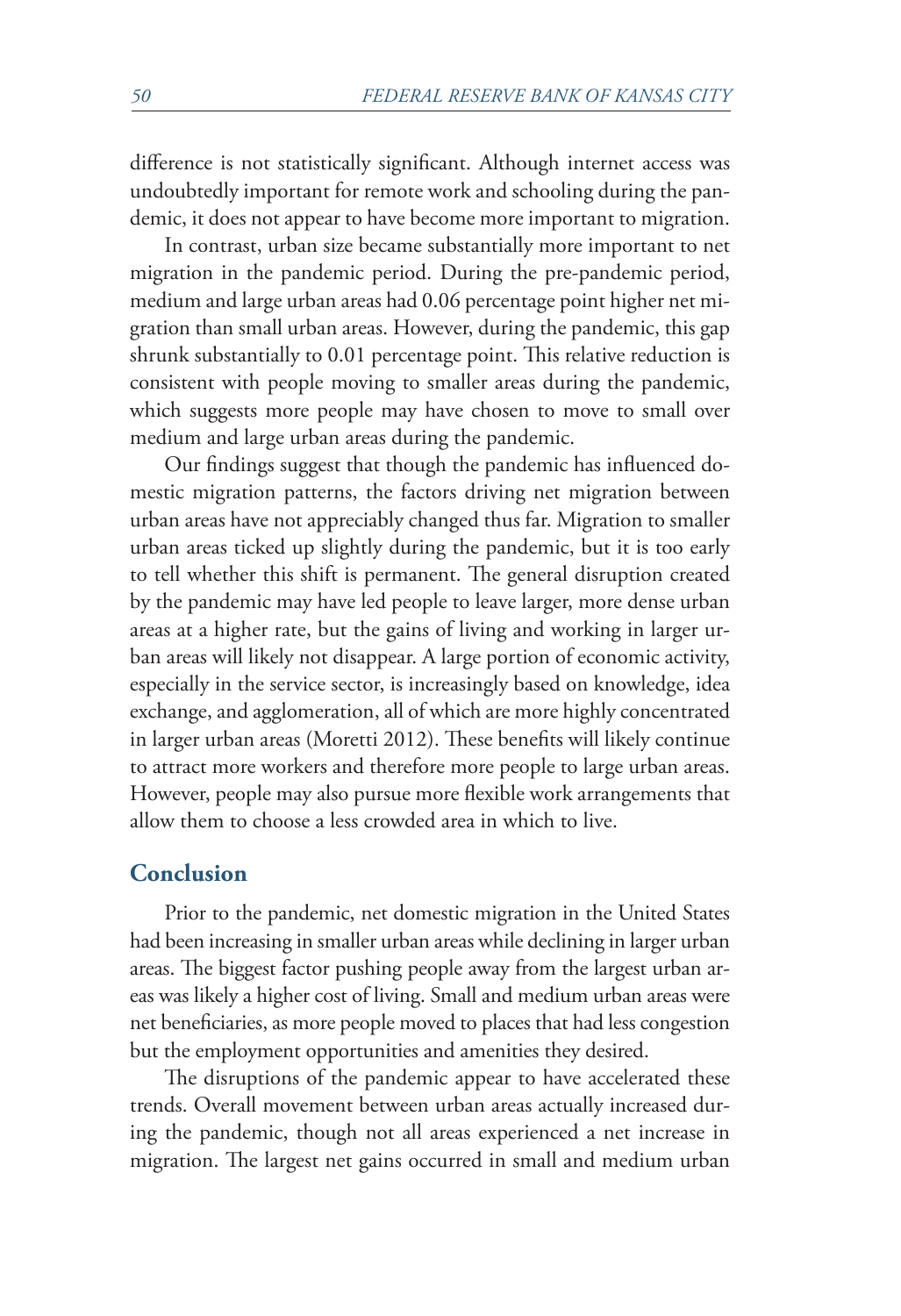difference is not statistically significant. Although internet access was undoubtedly important for remote work and schooling during the pandemic, it does not appear to have become more important to migration.

In contrast, urban size became substantially more important to net migration in the pandemic period. During the pre-pandemic period, medium and large urban areas had 0.06 percentage point higher net migration than small urban areas. However, during the pandemic, this gap shrunk substantially to 0.01 percentage point. This relative reduction is consistent with people moving to smaller areas during the pandemic, which suggests more people may have chosen to move to small over medium and large urban areas during the pandemic.

Our findings suggest that though the pandemic has influenced domestic migration patterns, the factors driving net migration between urban areas have not appreciably changed thus far. Migration to smaller urban areas ticked up slightly during the pandemic, but it is too early to tell whether this shift is permanent. The general disruption created by the pandemic may have led people to leave larger, more dense urban areas at a higher rate, but the gains of living and working in larger urban areas will likely not disappear. A large portion of economic activity, especially in the service sector, is increasingly based on knowledge, idea exchange, and agglomeration, all of which are more highly concentrated in larger urban areas (Moretti 2012). These benefits will likely continue to attract more workers and therefore more people to large urban areas. However, people may also pursue more flexible work arrangements that allow them to choose a less crowded area in which to live.

## Conclusion

Prior to the pandemic, net domestic migration in the United States had been increasing in smaller urban areas while declining in larger urban areas. The biggest factor pushing people away from the largest urban areas was likely a higher cost of living. Small and medium urban areas were net beneficiaries, as more people moved to places that had less congestion but the employment opportunities and amenities they desired.

The disruptions of the pandemic appear to have accelerated these trends. Overall movement between urban areas actually increased during the pandemic, though not all areas experienced a net increase in migration. The largest net gains occurred in small and medium urban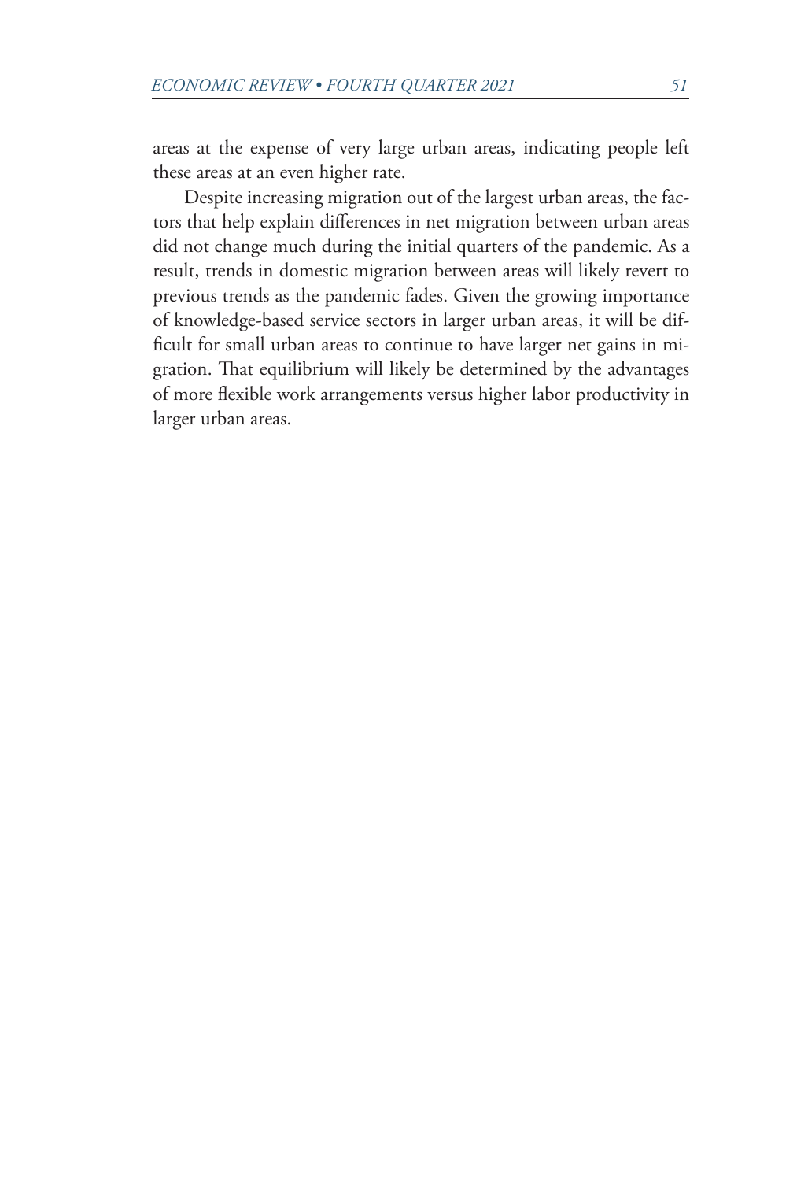areas at the expense of very large urban areas, indicating people left these areas at an even higher rate.

Despite increasing migration out of the largest urban areas, the factors that help explain differences in net migration between urban areas did not change much during the initial quarters of the pandemic. As a result, trends in domestic migration between areas will likely revert to previous trends as the pandemic fades. Given the growing importance of knowledge-based service sectors in larger urban areas, it will be difficult for small urban areas to continue to have larger net gains in migration. That equilibrium will likely be determined by the advantages of more flexible work arrangements versus higher labor productivity in larger urban areas.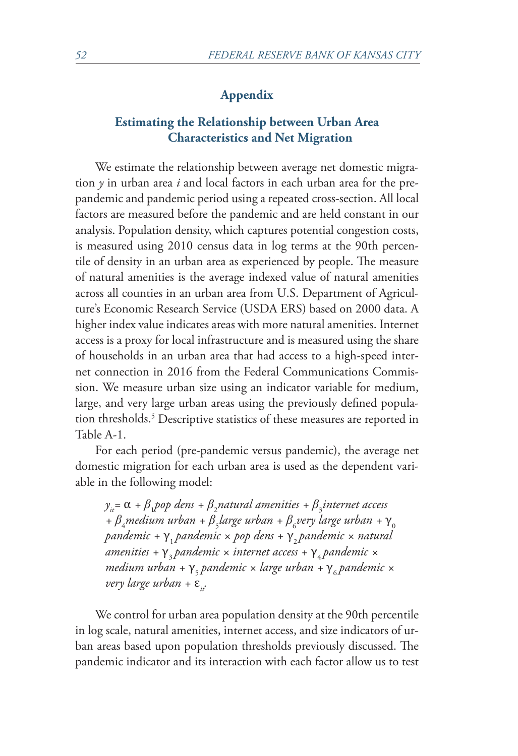## Appendix

### Estimating the Relationship between Urban Area Characteristics and Net Migration

We estimate the relationship between average net domestic migration $y$ in urban area $i$ and local factors in each urban area for the pre-pandemic and pandemic period using a repeated cross-section. All local factors are measured before the pandemic and are held constant in our analysis. Population density, which captures potential congestion costs, is measured using 2010 census data in log terms at the 90th percentile of density in an urban area as experienced by people. The measure of natural amenities is the average indexed value of natural amenities across all counties in an urban area from U.S. Department of Agriculture's Economic Research Service (USDA ERS) based on 2000 data. A higher index value indicates areas with more natural amenities. Internet access is a proxy for local infrastructure and is measured using the share of households in an urban area that had access to a high-speed internet connection in 2016 from the Federal Communications Commission. We measure urban size using an indicator variable for medium, large, and very large urban areas using the previously defined population thresholds.[5] Descriptive statistics of these measures are reported in Table A-1.

For each period (pre-pandemic versus pandemic), the average net domestic migration for each urban area is used as the dependent variable in the following model:

$$y_{it} = \alpha + \beta_1 \textit{pop dens} + \beta_2 \textit{natural amenities} + \beta_3 \textit{internet access} + \beta_4 \textit{medium urban} + \beta_5 \textit{large urban} + \beta_6 \textit{very large urban} + \gamma_0 \textit{pandemic} + \gamma_1 \textit{pandemic} \times \textit{pop dens} + \gamma_2 \textit{pandemic} \times \textit{natural amenities} + \gamma_3 \textit{pandemic} \times \textit{internet access} + \gamma_4 \textit{pandemic} \times \textit{medium urban} + \gamma_5 \textit{pandemic} \times \textit{large urban} + \gamma_6 \textit{pandemic} \times \textit{very large urban} + \varepsilon_{it}.$$

We control for urban area population density at the 90th percentile in log scale, natural amenities, internet access, and size indicators of urban areas based upon population thresholds previously discussed. The pandemic indicator and its interaction with each factor allow us to test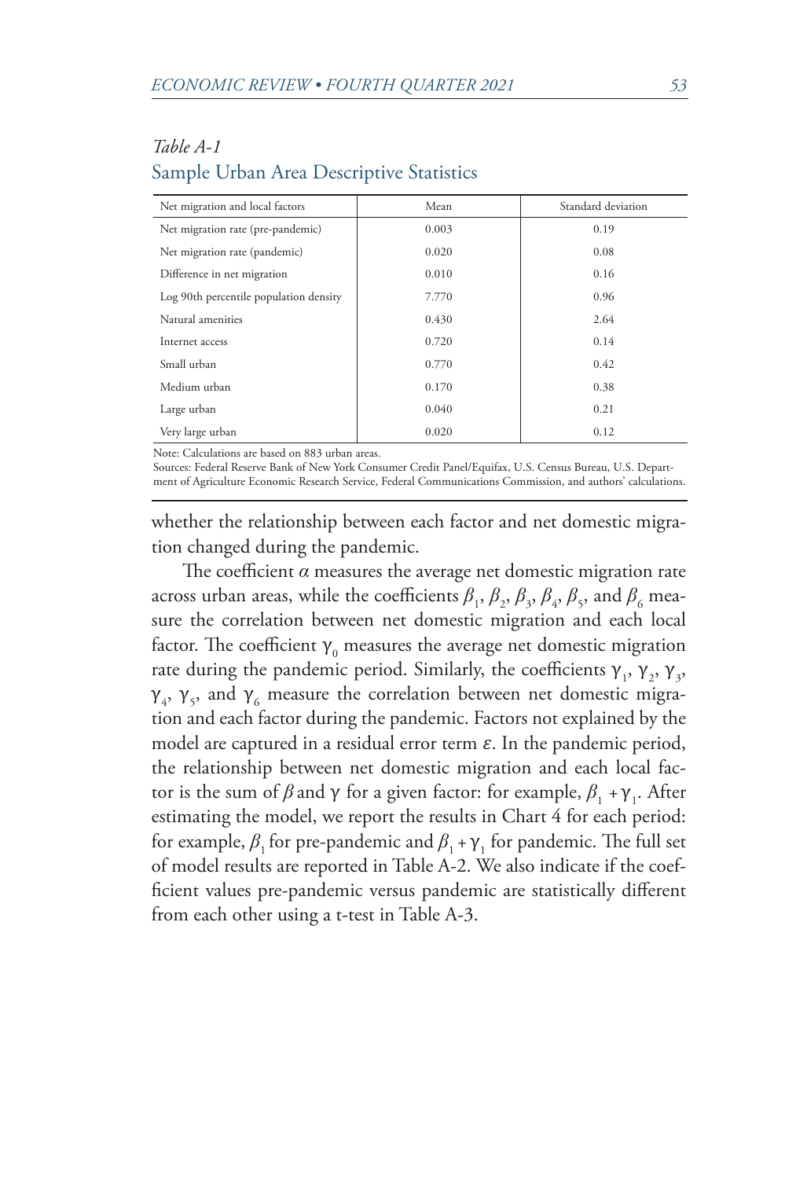*Table A-1*

Sample Urban Area Descriptive Statistics

| Net migration and local factors | Mean | Standard deviation |
|---|---|---|
| Net migration rate (pre-pandemic) | 0.003 | 0.19 |
| Net migration rate (pandemic) | 0.020 | 0.08 |
| Difference in net migration | 0.010 | 0.16 |
| Log 90th percentile population density | 7.770 | 0.96 |
| Natural amenities | 0.430 | 2.64 |
| Internet access | 0.720 | 0.14 |
| Small urban | 0.770 | 0.42 |
| Medium urban | 0.170 | 0.38 |
| Large urban | 0.040 | 0.21 |
| Very large urban | 0.020 | 0.12 |

Note: Calculations are based on 883 urban areas.

Sources: Federal Reserve Bank of New York Consumer Credit Panel/Equifax, U.S. Census Bureau, U.S. Department of Agriculture Economic Research Service, Federal Communications Commission, and authors' calculations.

whether the relationship between each factor and net domestic migration changed during the pandemic.

The coefficient $\alpha$ measures the average net domestic migration rate across urban areas, while the coefficients $\beta_1$, $\beta_2$, $\beta_3$, $\beta_4$, $\beta_5$, and $\beta_6$ measure the correlation between net domestic migration and each local factor. The coefficient $\gamma_0$ measures the average net domestic migration rate during the pandemic period. Similarly, the coefficients $\gamma_1$, $\gamma_2$, $\gamma_3$, $\gamma_4$, $\gamma_5$, and $\gamma_6$ measure the correlation between net domestic migration and each factor during the pandemic. Factors not explained by the model are captured in a residual error term $\varepsilon$. In the pandemic period, the relationship between net domestic migration and each local factor is the sum of $\beta$ and $\gamma$ for a given factor: for example, $\beta_1 + \gamma_1$. After estimating the model, we report the results in Chart 4 for each period: for example, $\beta_1$ for pre-pandemic and $\beta_1 + \gamma_1$ for pandemic. The full set of model results are reported in Table A-2. We also indicate if the coefficient values pre-pandemic versus pandemic are statistically different from each other using a t-test in Table A-3.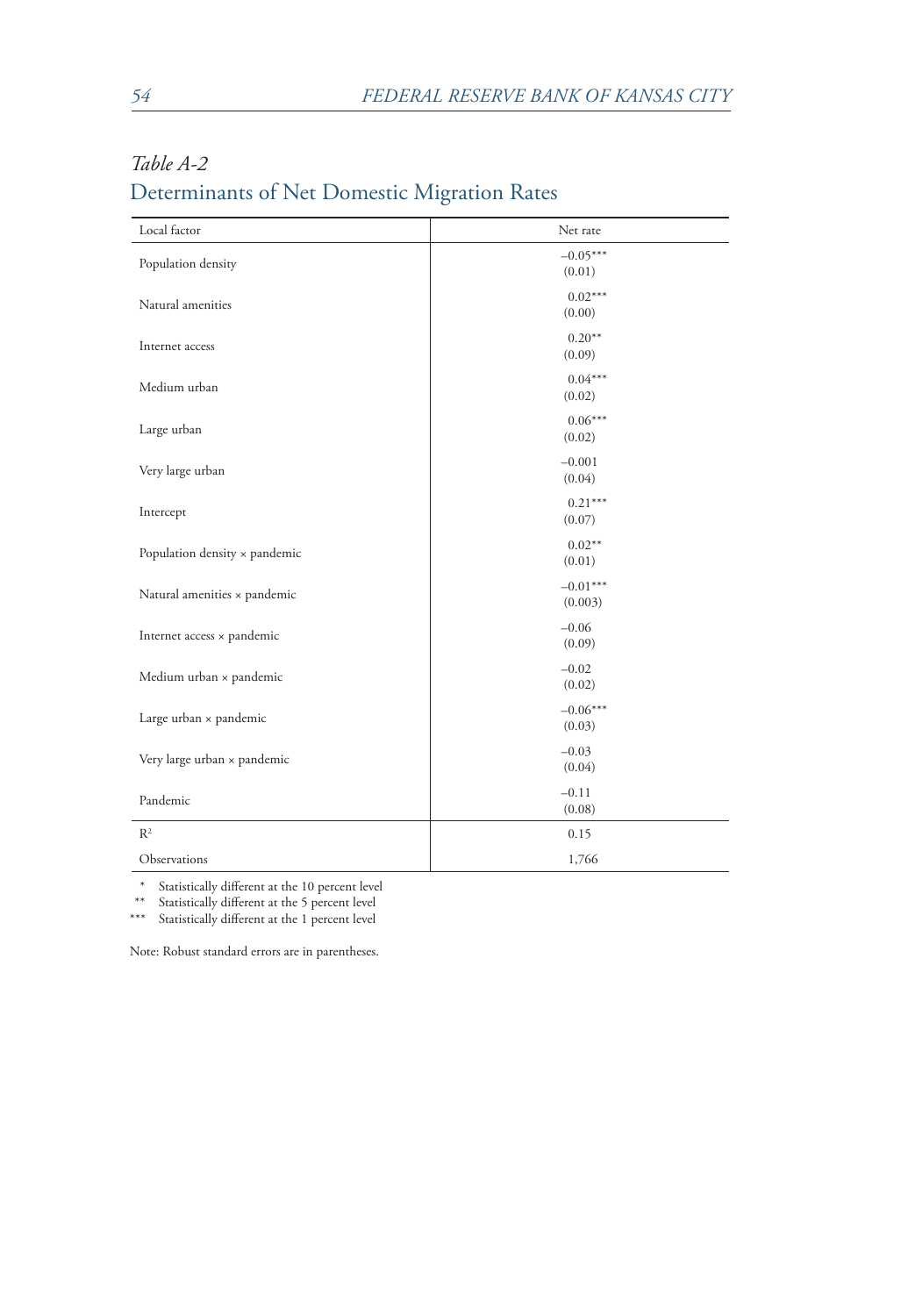*Table A-2*

## Determinants of Net Domestic Migration Rates

| Local factor | Net rate |
|---|---|
| Population density | –0.05***<br>(0.01) |
| Natural amenities | 0.02***<br>(0.00) |
| Internet access | 0.20**<br>(0.09) |
| Medium urban | 0.04***<br>(0.02) |
| Large urban | 0.06***<br>(0.02) |
| Very large urban | –0.001<br>(0.04) |
| Intercept | 0.21***<br>(0.07) |
| Population density × pandemic | 0.02**<br>(0.01) |
| Natural amenities × pandemic | –0.01***<br>(0.003) |
| Internet access × pandemic | –0.06<br>(0.09) |
| Medium urban × pandemic | –0.02<br>(0.02) |
| Large urban × pandemic | –0.06***<br>(0.03) |
| Very large urban × pandemic | –0.03<br>(0.04) |
| Pandemic | –0.11<br>(0.08) |
| $R^2$ | 0.15 |
| Observations | 1,766 |

\* Statistically different at the 10 percent level
\*\* Statistically different at the 5 percent level
\*\*\* Statistically different at the 1 percent level

Note: Robust standard errors are in parentheses.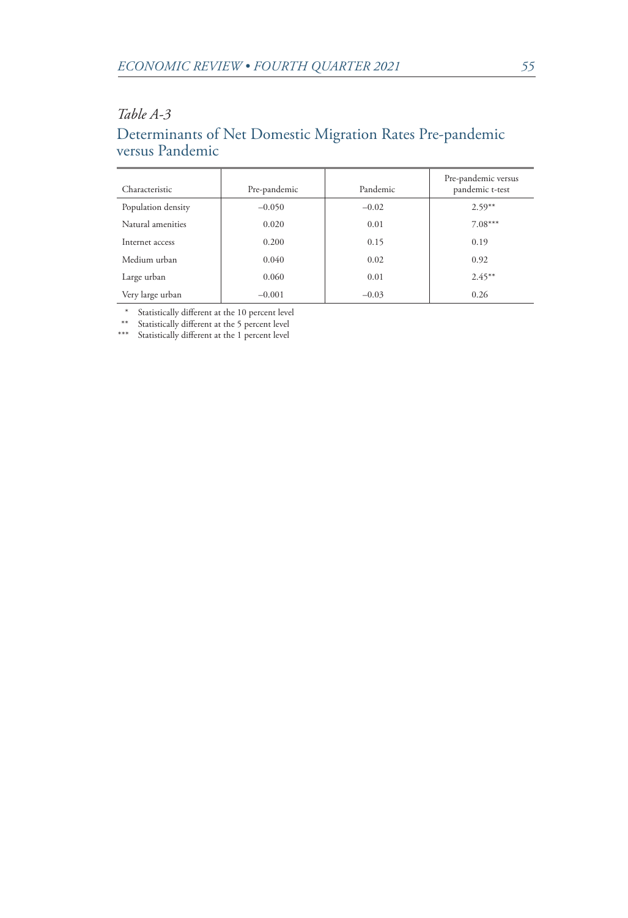*Table A-3*

## Determinants of Net Domestic Migration Rates Pre-pandemic versus Pandemic

| Characteristic | Pre-pandemic | Pandemic | Pre-pandemic versus pandemic t-test |
|---|---|---|---|
| Population density | –0.050 | –0.02 | 2.59** |
| Natural amenities | 0.020 | 0.01 | 7.08*** |
| Internet access | 0.200 | 0.15 | 0.19 |
| Medium urban | 0.040 | 0.02 | 0.92 |
| Large urban | 0.060 | 0.01 | 2.45** |
| Very large urban | –0.001 | –0.03 | 0.26 |

\* Statistically different at the 10 percent level
\*\* Statistically different at the 5 percent level
\*\*\* Statistically different at the 1 percent level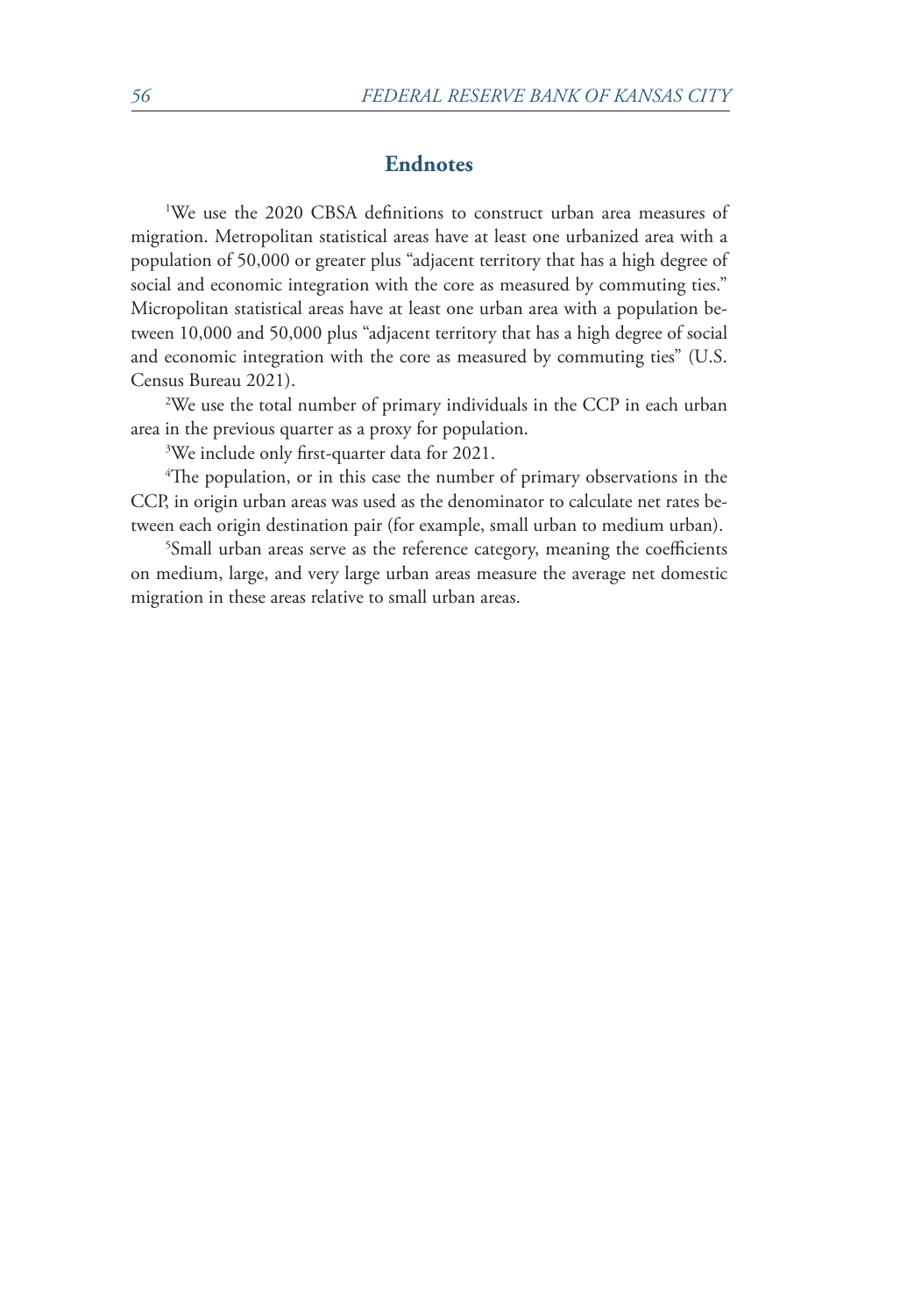## Endnotes

[1]We use the 2020 CBSA definitions to construct urban area measures of migration. Metropolitan statistical areas have at least one urbanized area with a population of 50,000 or greater plus "adjacent territory that has a high degree of social and economic integration with the core as measured by commuting ties." Micropolitan statistical areas have at least one urban area with a population between 10,000 and 50,000 plus "adjacent territory that has a high degree of social and economic integration with the core as measured by commuting ties" (U.S. Census Bureau 2021).

[2]We use the total number of primary individuals in the CCP in each urban area in the previous quarter as a proxy for population.

[3]We include only first-quarter data for 2021.

[4]The population, or in this case the number of primary observations in the CCP, in origin urban areas was used as the denominator to calculate net rates between each origin destination pair (for example, small urban to medium urban).

[5]Small urban areas serve as the reference category, meaning the coefficients on medium, large, and very large urban areas measure the average net domestic migration in these areas relative to small urban areas.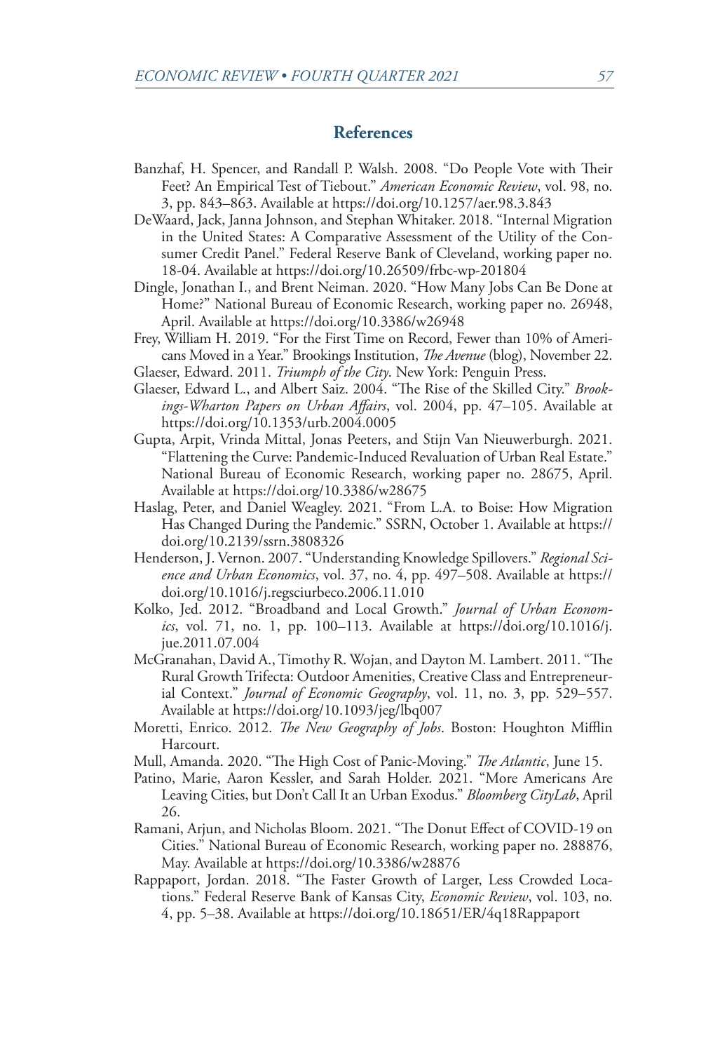## References

Banzhaf, H. Spencer, and Randall P. Walsh. 2008. "Do People Vote with Their Feet? An Empirical Test of Tiebout." *American Economic Review*, vol. 98, no. 3, pp. 843–863. Available at https://doi.org/10.1257/aer.98.3.843

DeWaard, Jack, Janna Johnson, and Stephan Whitaker. 2018. "Internal Migration in the United States: A Comparative Assessment of the Utility of the Consumer Credit Panel." Federal Reserve Bank of Cleveland, working paper no. 18-04. Available at https://doi.org/10.26509/frbc-wp-201804

Dingle, Jonathan I., and Brent Neiman. 2020. "How Many Jobs Can Be Done at Home?" National Bureau of Economic Research, working paper no. 26948, April. Available at https://doi.org/10.3386/w26948

Frey, William H. 2019. "For the First Time on Record, Fewer than 10% of Americans Moved in a Year." Brookings Institution, *The Avenue* (blog), November 22.

Glaeser, Edward. 2011. *Triumph of the City*. New York: Penguin Press.

Glaeser, Edward L., and Albert Saiz. 2004. "The Rise of the Skilled City." *Brookings-Wharton Papers on Urban Affairs*, vol. 2004, pp. 47–105. Available at https://doi.org/10.1353/urb.2004.0005

Gupta, Arpit, Vrinda Mittal, Jonas Peeters, and Stijn Van Nieuwerburgh. 2021. "Flattening the Curve: Pandemic-Induced Revaluation of Urban Real Estate." National Bureau of Economic Research, working paper no. 28675, April. Available at https://doi.org/10.3386/w28675

Haslag, Peter, and Daniel Weagley. 2021. "From L.A. to Boise: How Migration Has Changed During the Pandemic." SSRN, October 1. Available at https://doi.org/10.2139/ssrn.3808326

Henderson, J. Vernon. 2007. "Understanding Knowledge Spillovers." *Regional Science and Urban Economics*, vol. 37, no. 4, pp. 497–508. Available at https://doi.org/10.1016/j.regsciurbeco.2006.11.010

Kolko, Jed. 2012. "Broadband and Local Growth." *Journal of Urban Economics*, vol. 71, no. 1, pp. 100–113. Available at https://doi.org/10.1016/j.jue.2011.07.004

McGranahan, David A., Timothy R. Wojan, and Dayton M. Lambert. 2011. "The Rural Growth Trifecta: Outdoor Amenities, Creative Class and Entrepreneurial Context." *Journal of Economic Geography*, vol. 11, no. 3, pp. 529–557. Available at https://doi.org/10.1093/jeg/lbq007

Moretti, Enrico. 2012. *The New Geography of Jobs*. Boston: Houghton Mifflin Harcourt.

Mull, Amanda. 2020. "The High Cost of Panic-Moving." *The Atlantic*, June 15.

Patino, Marie, Aaron Kessler, and Sarah Holder. 2021. "More Americans Are Leaving Cities, but Don't Call It an Urban Exodus." *Bloomberg CityLab*, April 26.

Ramani, Arjun, and Nicholas Bloom. 2021. "The Donut Effect of COVID-19 on Cities." National Bureau of Economic Research, working paper no. 288876, May. Available at https://doi.org/10.3386/w28876

Rappaport, Jordan. 2018. "The Faster Growth of Larger, Less Crowded Locations." Federal Reserve Bank of Kansas City, *Economic Review*, vol. 103, no. 4, pp. 5–38. Available at https://doi.org/10.18651/ER/4q18Rappaport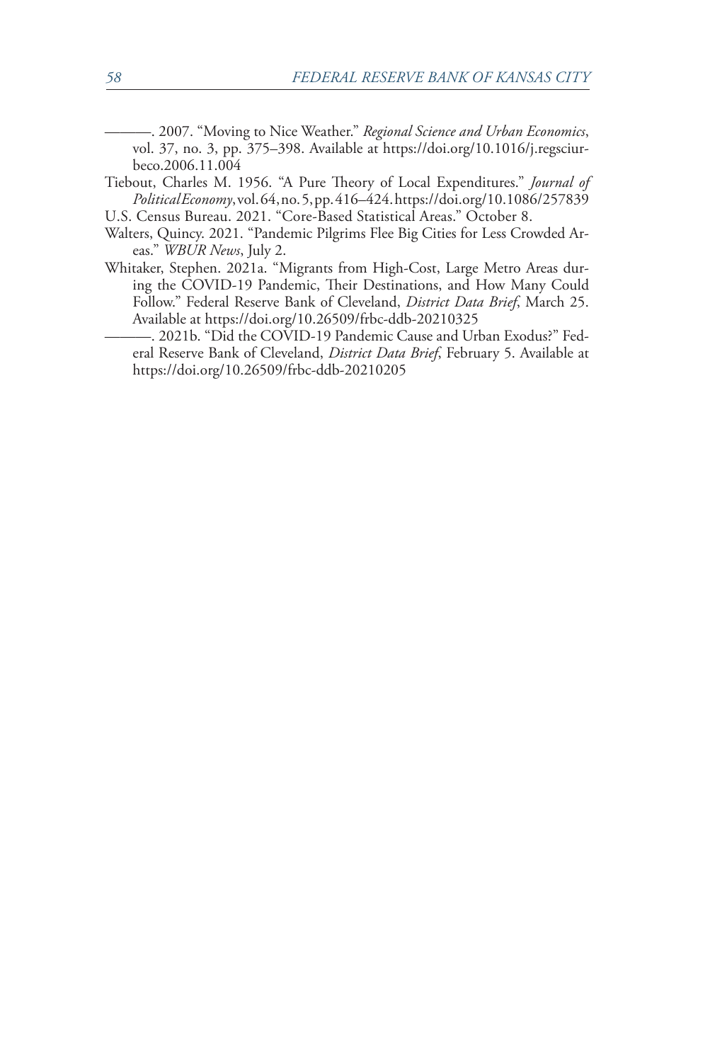———. 2007. "Moving to Nice Weather." *Regional Science and Urban Economics*, vol. 37, no. 3, pp. 375–398. Available at https://doi.org/10.1016/j.regsciurbeco.2006.11.004

Tiebout, Charles M. 1956. "A Pure Theory of Local Expenditures." *Journal of Political Economy*, vol. 64, no. 5, pp. 416–424. https://doi.org/10.1086/257839

U.S. Census Bureau. 2021. "Core-Based Statistical Areas." October 8.

Walters, Quincy. 2021. "Pandemic Pilgrims Flee Big Cities for Less Crowded Areas." *WBUR News*, July 2.

Whitaker, Stephen. 2021a. "Migrants from High-Cost, Large Metro Areas during the COVID-19 Pandemic, Their Destinations, and How Many Could Follow." Federal Reserve Bank of Cleveland, *District Data Brief*, March 25. Available at https://doi.org/10.26509/frbc-ddb-20210325

———. 2021b. "Did the COVID-19 Pandemic Cause and Urban Exodus?" Federal Reserve Bank of Cleveland, *District Data Brief*, February 5. Available at https://doi.org/10.26509/frbc-ddb-20210205